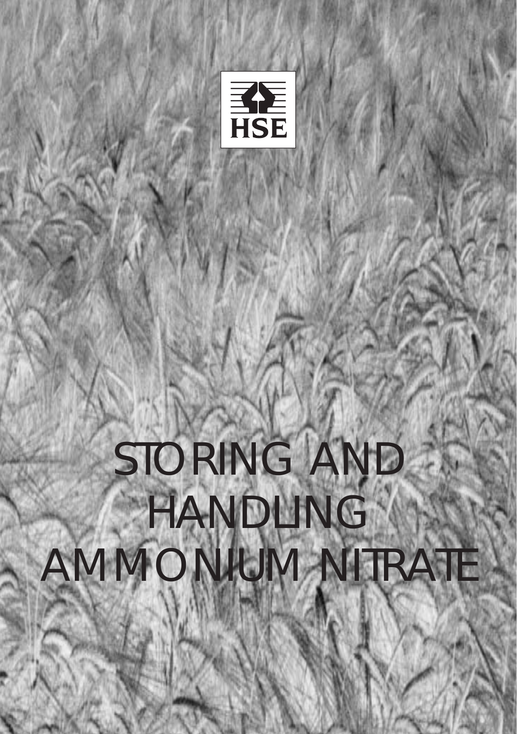HSE

# STORING AND HANDLING AMMONIUM NITRATE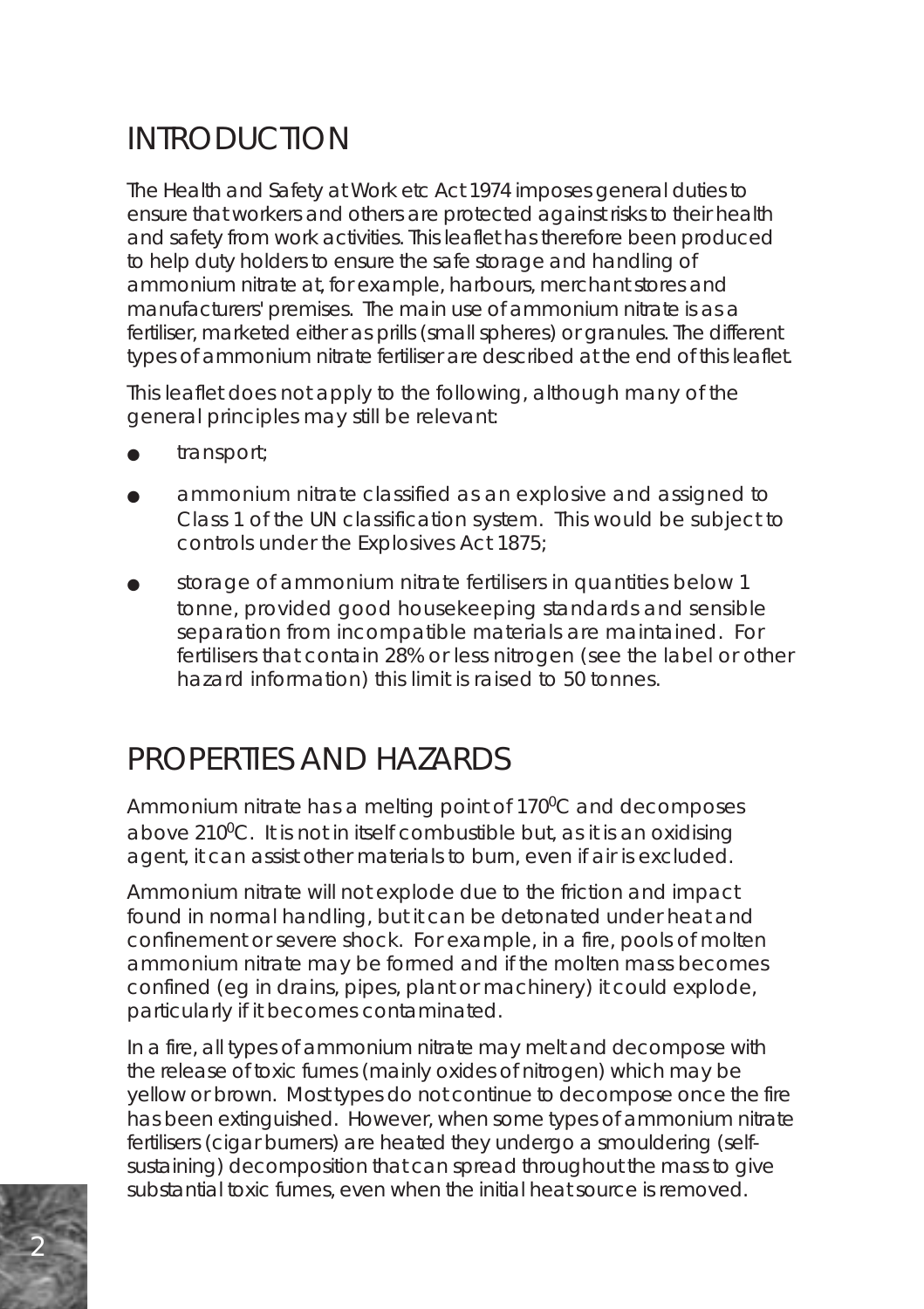## INTRODUCTION

The Health and Safety at Work etc Act 1974 imposes general duties to ensure that workers and others are protected against risks to their health and safety from work activities. This leaflet has therefore been produced to help duty holders to ensure the safe storage and handling of ammonium nitrate at, for example, harbours, merchant stores and manufacturers' premises. The main use of ammonium nitrate is as a fertiliser, marketed either as prills (small spheres) or granules. The different types of ammonium nitrate fertiliser are described at the end of this leaflet.

This leaflet does not apply to the following, although many of the general principles may still be relevant:

- transport;
- ammonium nitrate classified as an explosive and assigned to Class 1 of the UN classification system. This would be subject to controls under the Explosives Act 1875;
- storage of ammonium nitrate fertilisers in quantities below 1 tonne, provided good housekeeping standards and sensible separation from incompatible materials are maintained. For fertilisers that contain 28% or less nitrogen (see the label or other hazard information) this limit is raised to 50 tonnes.

## PROPERTIES AND HAZARDS

Ammonium nitrate has a melting point of $170^0$C and decomposes above $210^0$C. It is not in itself combustible but, as it is an oxidising agent, it can assist other materials to burn, even if air is excluded.

Ammonium nitrate will not explode due to the friction and impact found in normal handling, but it can be detonated under heat and confinement or severe shock. For example, in a fire, pools of molten ammonium nitrate may be formed and if the molten mass becomes confined (eg in drains, pipes, plant or machinery) it could explode, particularly if it becomes contaminated.

In a fire, all types of ammonium nitrate may melt and decompose with the release of toxic fumes (mainly oxides of nitrogen) which may be yellow or brown. Most types do not continue to decompose once the fire has been extinguished. However, when some types of ammonium nitrate fertilisers (cigar burners) are heated they undergo a smouldering (self-sustaining) decomposition that can spread throughout the mass to give substantial toxic fumes, even when the initial heat source is removed.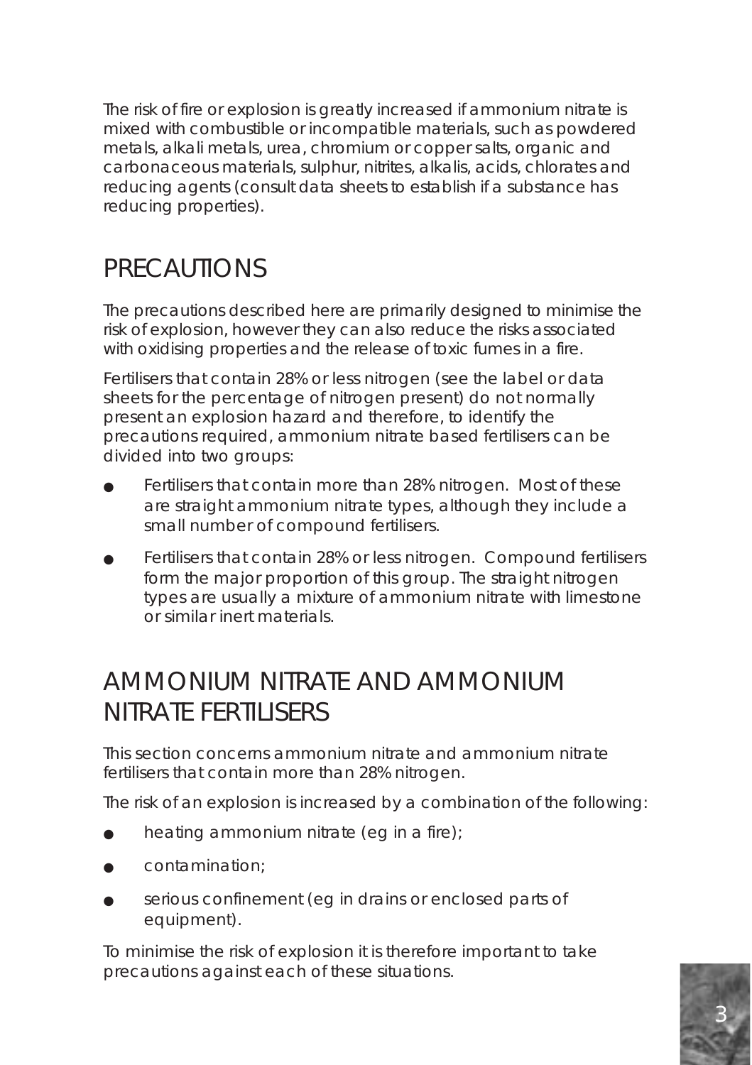The risk of fire or explosion is greatly increased if ammonium nitrate is mixed with combustible or incompatible materials, such as powdered metals, alkali metals, urea, chromium or copper salts, organic and carbonaceous materials, sulphur, nitrites, alkalis, acids, chlorates and reducing agents (consult data sheets to establish if a substance has reducing properties).

## PRECAUTIONS

The precautions described here are primarily designed to minimise the risk of explosion, however they can also reduce the risks associated with oxidising properties and the release of toxic fumes in a fire.

Fertilisers that contain 28% or less nitrogen (see the label or data sheets for the percentage of nitrogen present) do not normally present an explosion hazard and therefore, to identify the precautions required, ammonium nitrate based fertilisers can be divided into two groups:

- Fertilisers that contain more than 28% nitrogen. Most of these are straight ammonium nitrate types, although they include a small number of compound fertilisers.
- Fertilisers that contain 28% or less nitrogen. Compound fertilisers form the major proportion of this group. The straight nitrogen types are usually a mixture of ammonium nitrate with limestone or similar inert materials.

## AMMONIUM NITRATE AND AMMONIUM NITRATE FERTILISERS

This section concerns ammonium nitrate and ammonium nitrate fertilisers that contain more than 28% nitrogen.

The risk of an explosion is increased by a combination of the following:

- heating ammonium nitrate (eg in a fire);
- contamination;
- serious confinement (eg in drains or enclosed parts of equipment).

To minimise the risk of explosion it is therefore important to take precautions against each of these situations.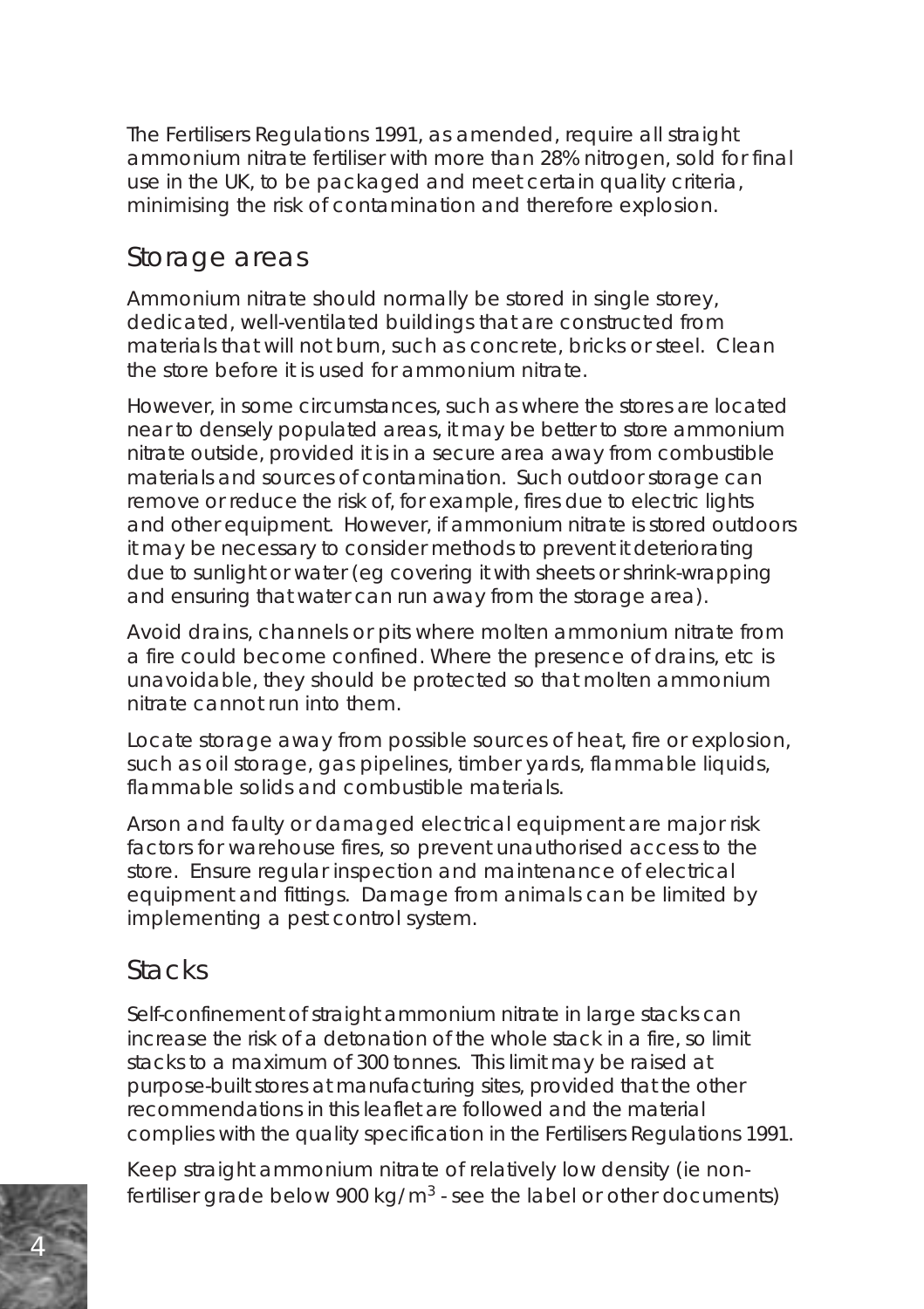The Fertilisers Regulations 1991, as amended, require all straight ammonium nitrate fertiliser with more than 28% nitrogen, sold for final use in the UK, to be packaged and meet certain quality criteria, minimising the risk of contamination and therefore explosion.

## Storage areas

Ammonium nitrate should normally be stored in single storey, dedicated, well-ventilated buildings that are constructed from materials that will not burn, such as concrete, bricks or steel. Clean the store before it is used for ammonium nitrate.

However, in some circumstances, such as where the stores are located near to densely populated areas, it may be better to store ammonium nitrate outside, provided it is in a secure area away from combustible materials and sources of contamination. Such outdoor storage can remove or reduce the risk of, for example, fires due to electric lights and other equipment. However, if ammonium nitrate is stored outdoors it may be necessary to consider methods to prevent it deteriorating due to sunlight or water (eg covering it with sheets or shrink-wrapping and ensuring that water can run away from the storage area).

Avoid drains, channels or pits where molten ammonium nitrate from a fire could become confined. Where the presence of drains, etc is unavoidable, they should be protected so that molten ammonium nitrate cannot run into them.

Locate storage away from possible sources of heat, fire or explosion, such as oil storage, gas pipelines, timber yards, flammable liquids, flammable solids and combustible materials.

Arson and faulty or damaged electrical equipment are major risk factors for warehouse fires, so prevent unauthorised access to the store. Ensure regular inspection and maintenance of electrical equipment and fittings. Damage from animals can be limited by implementing a pest control system.

## Stacks

Self-confinement of straight ammonium nitrate in large stacks can increase the risk of a detonation of the whole stack in a fire, so limit stacks to a maximum of 300 tonnes. This limit may be raised at purpose-built stores at manufacturing sites, provided that the other recommendations in this leaflet are followed and the material complies with the quality specification in the Fertilisers Regulations 1991.

Keep straight ammonium nitrate of relatively low density (ie non-fertiliser grade below 900 kg/m$^3$ - see the label or other documents)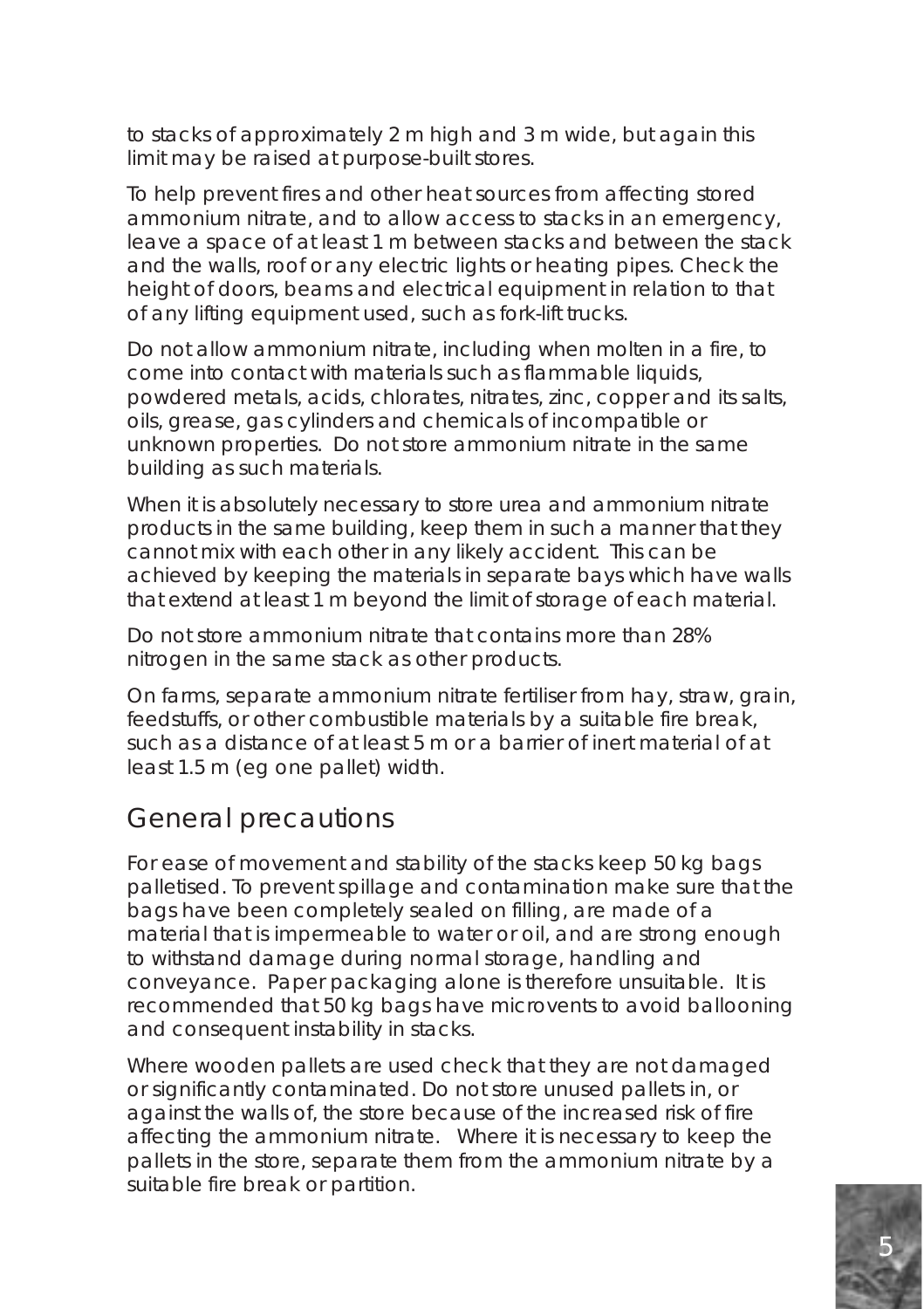to stacks of approximately 2 m high and 3 m wide, but again this limit may be raised at purpose-built stores.

To help prevent fires and other heat sources from affecting stored ammonium nitrate, and to allow access to stacks in an emergency, leave a space of at least 1 m between stacks and between the stack and the walls, roof or any electric lights or heating pipes. Check the height of doors, beams and electrical equipment in relation to that of any lifting equipment used, such as fork-lift trucks.

Do not allow ammonium nitrate, including when molten in a fire, to come into contact with materials such as flammable liquids, powdered metals, acids, chlorates, nitrates, zinc, copper and its salts, oils, grease, gas cylinders and chemicals of incompatible or unknown properties. Do not store ammonium nitrate in the same building as such materials.

When it is absolutely necessary to store urea and ammonium nitrate products in the same building, keep them in such a manner that they cannot mix with each other in any likely accident. This can be achieved by keeping the materials in separate bays which have walls that extend at least 1 m beyond the limit of storage of each material.

Do not store ammonium nitrate that contains more than 28% nitrogen in the same stack as other products.

On farms, separate ammonium nitrate fertiliser from hay, straw, grain, feedstuffs, or other combustible materials by a suitable fire break, such as a distance of at least 5 m or a barrier of inert material of at least 1.5 m (eg one pallet) width.

## General precautions

For ease of movement and stability of the stacks keep 50 kg bags palletised. To prevent spillage and contamination make sure that the bags have been completely sealed on filling, are made of a material that is impermeable to water or oil, and are strong enough to withstand damage during normal storage, handling and conveyance. Paper packaging alone is therefore unsuitable. It is recommended that 50 kg bags have microvents to avoid ballooning and consequent instability in stacks.

Where wooden pallets are used check that they are not damaged or significantly contaminated. Do not store unused pallets in, or against the walls of, the store because of the increased risk of fire affecting the ammonium nitrate. Where it is necessary to keep the pallets in the store, separate them from the ammonium nitrate by a suitable fire break or partition.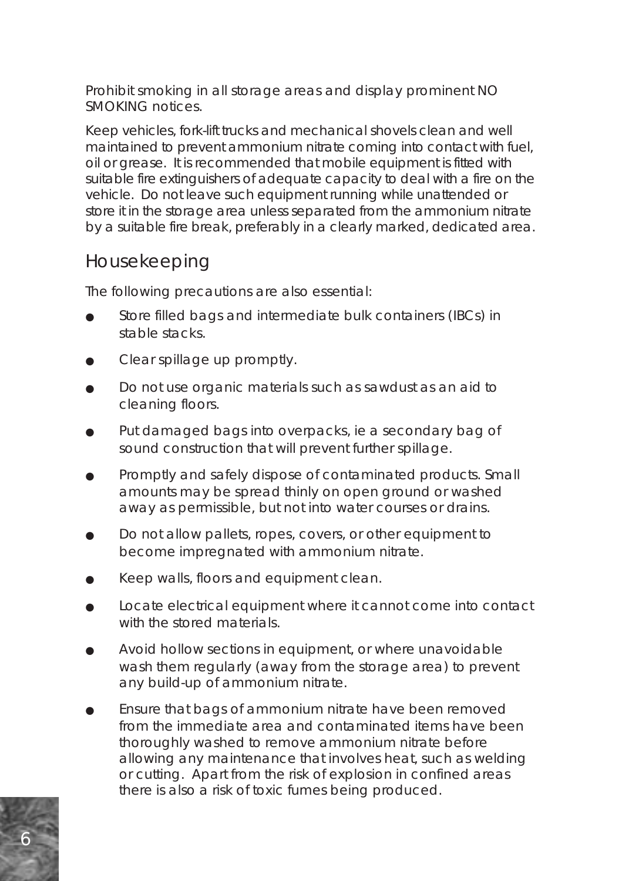Prohibit smoking in all storage areas and display prominent NO SMOKING notices.

Keep vehicles, fork-lift trucks and mechanical shovels clean and well maintained to prevent ammonium nitrate coming into contact with fuel, oil or grease. It is recommended that mobile equipment is fitted with suitable fire extinguishers of adequate capacity to deal with a fire on the vehicle. Do not leave such equipment running while unattended or store it in the storage area unless separated from the ammonium nitrate by a suitable fire break, preferably in a clearly marked, dedicated area.

## Housekeeping

The following precautions are also essential:

- Store filled bags and intermediate bulk containers (IBCs) in stable stacks.
- Clear spillage up promptly.
- Do not use organic materials such as sawdust as an aid to cleaning floors.
- Put damaged bags into overpacks, ie a secondary bag of sound construction that will prevent further spillage.
- Promptly and safely dispose of contaminated products. Small amounts may be spread thinly on open ground or washed away as permissible, but not into water courses or drains.
- Do not allow pallets, ropes, covers, or other equipment to become impregnated with ammonium nitrate.
- Keep walls, floors and equipment clean.
- Locate electrical equipment where it cannot come into contact with the stored materials.
- Avoid hollow sections in equipment, or where unavoidable wash them regularly (away from the storage area) to prevent any build-up of ammonium nitrate.
- Ensure that bags of ammonium nitrate have been removed from the immediate area and contaminated items have been thoroughly washed to remove ammonium nitrate before allowing any maintenance that involves heat, such as welding or cutting. Apart from the risk of explosion in confined areas there is also a risk of toxic fumes being produced.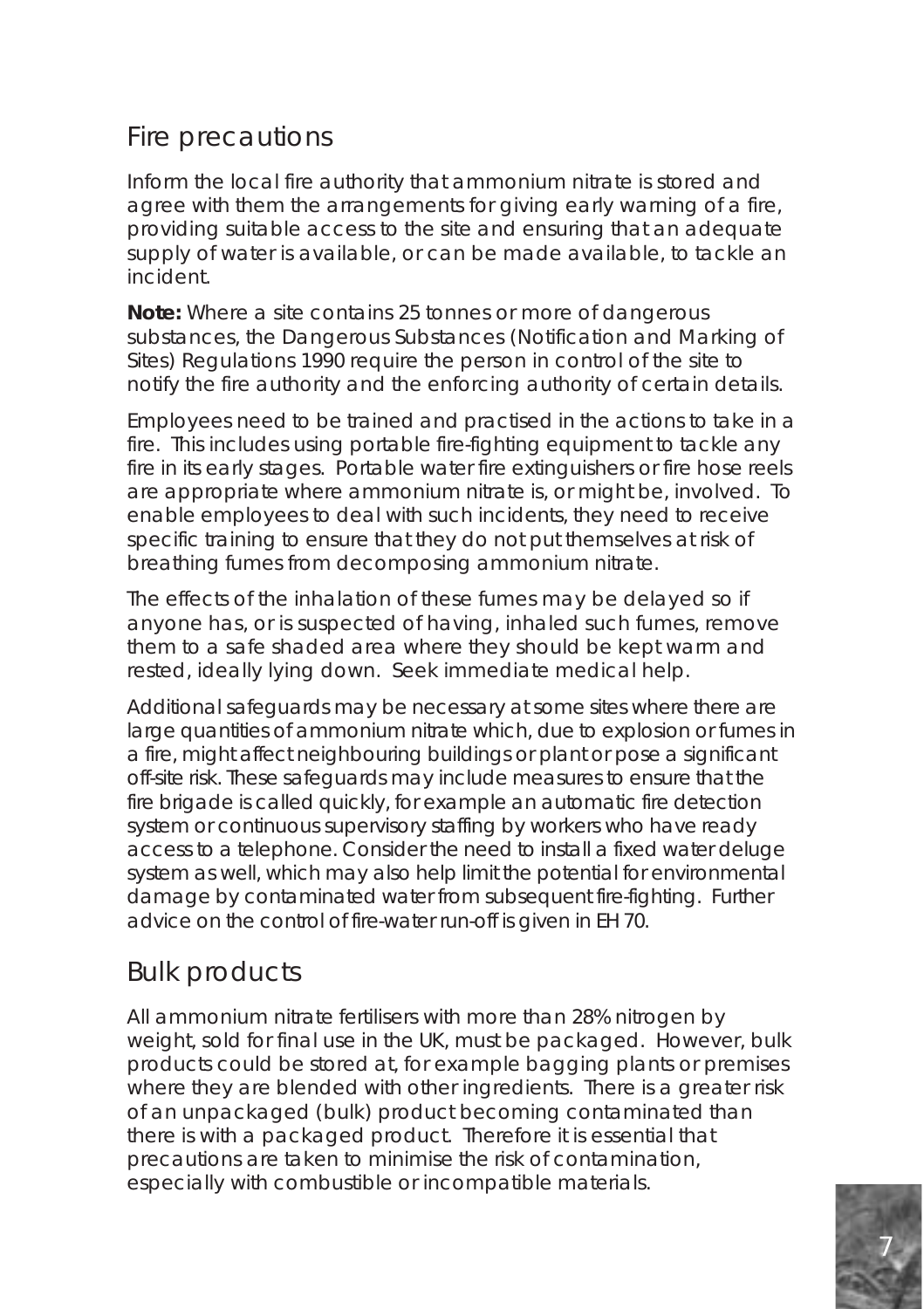## Fire precautions

Inform the local fire authority that ammonium nitrate is stored and agree with them the arrangements for giving early warning of a fire, providing suitable access to the site and ensuring that an adequate supply of water is available, or can be made available, to tackle an incident.

**Note:** Where a site contains 25 tonnes or more of dangerous substances, the Dangerous Substances (Notification and Marking of Sites) Regulations 1990 require the person in control of the site to notify the fire authority and the enforcing authority of certain details.

Employees need to be trained and practised in the actions to take in a fire. This includes using portable fire-fighting equipment to tackle any fire in its early stages. Portable water fire extinguishers or fire hose reels are appropriate where ammonium nitrate is, or might be, involved. To enable employees to deal with such incidents, they need to receive specific training to ensure that they do not put themselves at risk of breathing fumes from decomposing ammonium nitrate.

The effects of the inhalation of these fumes may be delayed so if anyone has, or is suspected of having, inhaled such fumes, remove them to a safe shaded area where they should be kept warm and rested, ideally lying down. Seek immediate medical help.

Additional safeguards may be necessary at some sites where there are large quantities of ammonium nitrate which, due to explosion or fumes in a fire, might affect neighbouring buildings or plant or pose a significant off-site risk. These safeguards may include measures to ensure that the fire brigade is called quickly, for example an automatic fire detection system or continuous supervisory staffing by workers who have ready access to a telephone. Consider the need to install a fixed water deluge system as well, which may also help limit the potential for environmental damage by contaminated water from subsequent fire-fighting. Further advice on the control of fire-water run-off is given in EH 70.

## Bulk products

All ammonium nitrate fertilisers with more than 28% nitrogen by weight, sold for final use in the UK, must be packaged. However, bulk products could be stored at, for example bagging plants or premises where they are blended with other ingredients. There is a greater risk of an unpackaged (bulk) product becoming contaminated than there is with a packaged product. Therefore it is essential that precautions are taken to minimise the risk of contamination, especially with combustible or incompatible materials.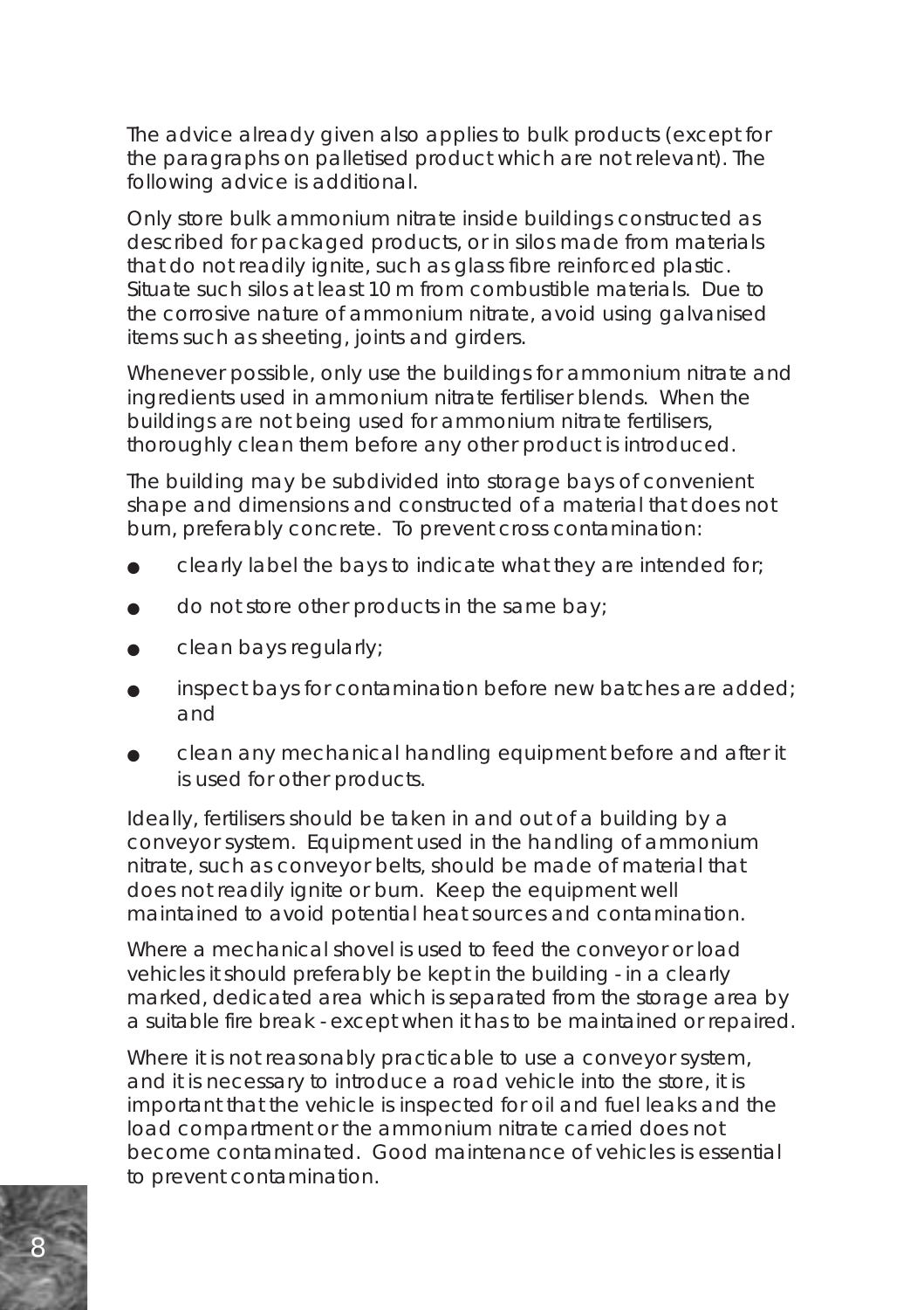The advice already given also applies to bulk products (except for the paragraphs on palletised product which are not relevant). The following advice is additional.

Only store bulk ammonium nitrate inside buildings constructed as described for packaged products, or in silos made from materials that do not readily ignite, such as glass fibre reinforced plastic. Situate such silos at least 10 m from combustible materials. Due to the corrosive nature of ammonium nitrate, avoid using galvanised items such as sheeting, joints and girders.

Whenever possible, only use the buildings for ammonium nitrate and ingredients used in ammonium nitrate fertiliser blends. When the buildings are not being used for ammonium nitrate fertilisers, thoroughly clean them before any other product is introduced.

The building may be subdivided into storage bays of convenient shape and dimensions and constructed of a material that does not burn, preferably concrete. To prevent cross contamination:

- clearly label the bays to indicate what they are intended for;
- do not store other products in the same bay;
- clean bays regularly;
- inspect bays for contamination before new batches are added; and
- clean any mechanical handling equipment before and after it is used for other products.

Ideally, fertilisers should be taken in and out of a building by a conveyor system. Equipment used in the handling of ammonium nitrate, such as conveyor belts, should be made of material that does not readily ignite or burn. Keep the equipment well maintained to avoid potential heat sources and contamination.

Where a mechanical shovel is used to feed the conveyor or load vehicles it should preferably be kept in the building - in a clearly marked, dedicated area which is separated from the storage area by a suitable fire break - except when it has to be maintained or repaired.

Where it is not reasonably practicable to use a conveyor system, and it is necessary to introduce a road vehicle into the store, it is important that the vehicle is inspected for oil and fuel leaks and the load compartment or the ammonium nitrate carried does not become contaminated. Good maintenance of vehicles is essential to prevent contamination.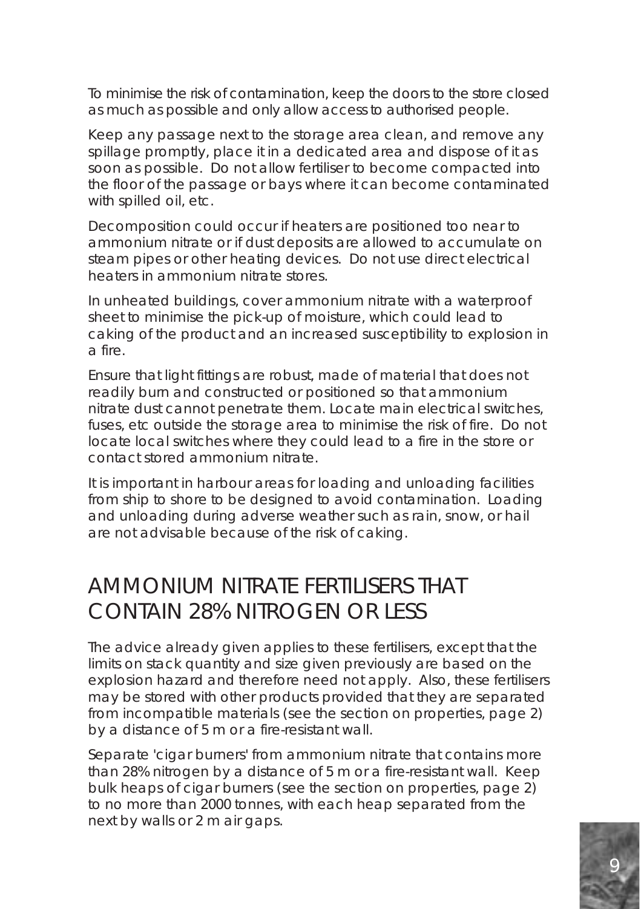To minimise the risk of contamination, keep the doors to the store closed as much as possible and only allow access to authorised people.

Keep any passage next to the storage area clean, and remove any spillage promptly, place it in a dedicated area and dispose of it as soon as possible. Do not allow fertiliser to become compacted into the floor of the passage or bays where it can become contaminated with spilled oil, etc.

Decomposition could occur if heaters are positioned too near to ammonium nitrate or if dust deposits are allowed to accumulate on steam pipes or other heating devices. Do not use direct electrical heaters in ammonium nitrate stores.

In unheated buildings, cover ammonium nitrate with a waterproof sheet to minimise the pick-up of moisture, which could lead to caking of the product and an increased susceptibility to explosion in a fire.

Ensure that light fittings are robust, made of material that does not readily burn and constructed or positioned so that ammonium nitrate dust cannot penetrate them. Locate main electrical switches, fuses, etc outside the storage area to minimise the risk of fire. Do not locate local switches where they could lead to a fire in the store or contact stored ammonium nitrate.

It is important in harbour areas for loading and unloading facilities from ship to shore to be designed to avoid contamination. Loading and unloading during adverse weather such as rain, snow, or hail are not advisable because of the risk of caking.

## AMMONIUM NITRATE FERTILISERS THAT CONTAIN 28% NITROGEN OR LESS

The advice already given applies to these fertilisers, except that the limits on stack quantity and size given previously are based on the explosion hazard and therefore need not apply. Also, these fertilisers may be stored with other products provided that they are separated from incompatible materials (see the section on properties, page 2) by a distance of 5 m or a fire-resistant wall.

Separate 'cigar burners' from ammonium nitrate that contains more than 28% nitrogen by a distance of 5 m or a fire-resistant wall. Keep bulk heaps of cigar burners (see the section on properties, page 2) to no more than 2000 tonnes, with each heap separated from the next by walls or 2 m air gaps.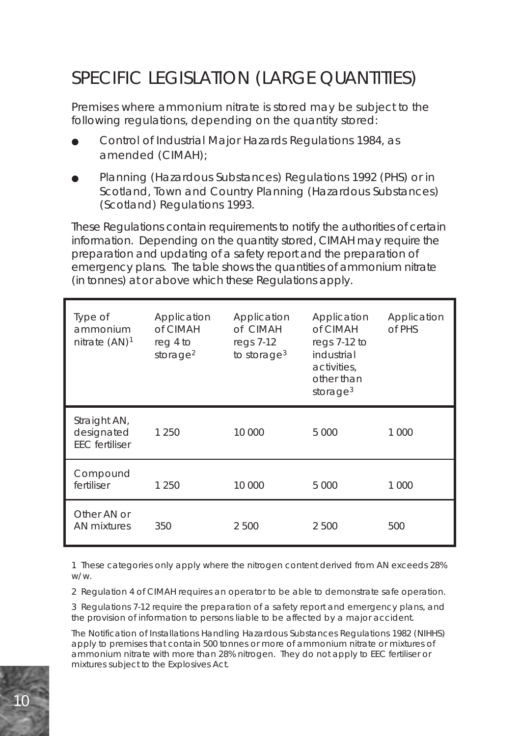# SPECIFIC LEGISLATION (LARGE QUANTITIES)

Premises where ammonium nitrate is stored may be subject to the following regulations, depending on the quantity stored:

- Control of Industrial Major Hazards Regulations 1984, as amended (CIMAH);
- Planning (Hazardous Substances) Regulations 1992 (PHS) or in Scotland, Town and Country Planning (Hazardous Substances) (Scotland) Regulations 1993.

These Regulations contain requirements to notify the authorities of certain information. Depending on the quantity stored, CIMAH may require the preparation and updating of a safety report and the preparation of emergency plans. The table shows the quantities of ammonium nitrate (in tonnes) at or above which these Regulations apply.

| Type of ammonium nitrate (AN)[1] | Application of CIMAH reg 4 to storage[2] | Application of CIMAH regs 7-12 to storage[3] | Application of CIMAH regs 7-12 to industrial activities, other than storage[3] | Application of PHS |
|---|---|---|---|---|
| Straight AN, designated EEC fertiliser | 1 250 | 10 000 | 5 000 | 1 000 |
| Compound fertiliser | 1 250 | 10 000 | 5 000 | 1 000 |
| Other AN or AN mixtures | 350 | 2 500 | 2 500 | 500 |

1 These categories only apply where the nitrogen content derived from AN exceeds 28% w/w.

2 Regulation 4 of CIMAH requires an operator to be able to demonstrate safe operation.

3 Regulations 7-12 require the preparation of a safety report and emergency plans, and the provision of information to persons liable to be affected by a major accident.

The Notification of Installations Handling Hazardous Substances Regulations 1982 (NIHHS) apply to premises that contain 500 tonnes or more of ammonium nitrate or mixtures of ammonium nitrate with more than 28% nitrogen. They do not apply to EEC fertiliser or mixtures subject to the Explosives Act.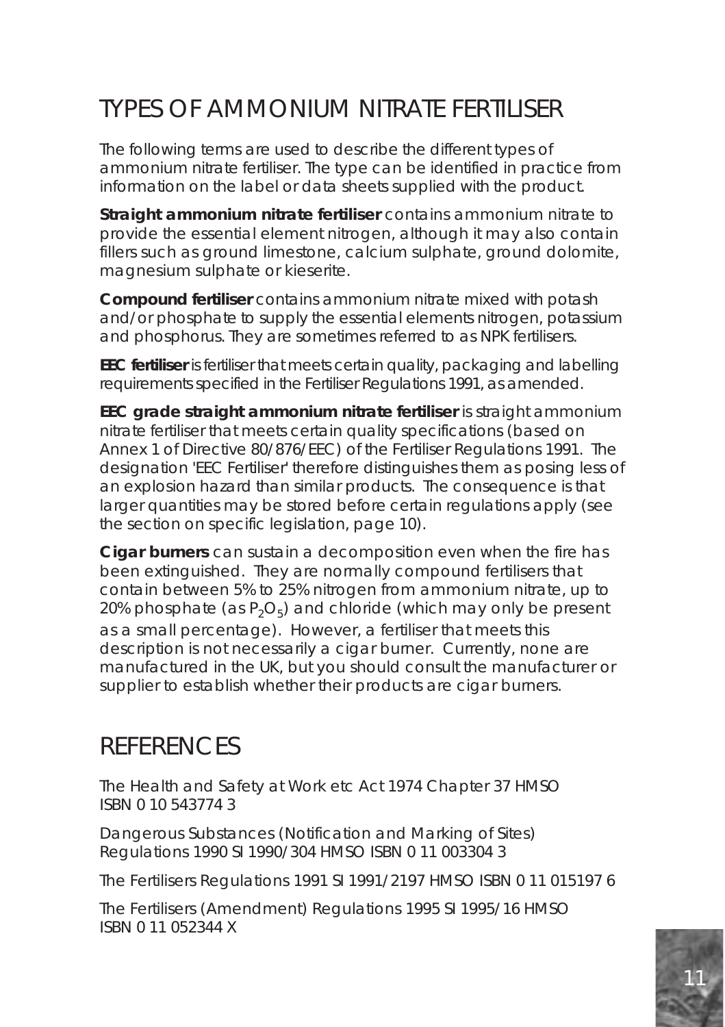## TYPES OF AMMONIUM NITRATE FERTILISER

The following terms are used to describe the different types of ammonium nitrate fertiliser. The type can be identified in practice from information on the label or data sheets supplied with the product.

**Straight ammonium nitrate fertiliser** contains ammonium nitrate to provide the essential element nitrogen, although it may also contain fillers such as ground limestone, calcium sulphate, ground dolomite, magnesium sulphate or kieserite.

**Compound fertiliser** contains ammonium nitrate mixed with potash and/or phosphate to supply the essential elements nitrogen, potassium and phosphorus. They are sometimes referred to as NPK fertilisers.

**EEC fertiliser** is fertiliser that meets certain quality, packaging and labelling requirements specified in the Fertiliser Regulations 1991, as amended.

**EEC grade straight ammonium nitrate fertiliser** is straight ammonium nitrate fertiliser that meets certain quality specifications (based on Annex 1 of Directive 80/876/EEC) of the Fertiliser Regulations 1991. The designation 'EEC Fertiliser' therefore distinguishes them as posing less of an explosion hazard than similar products. The consequence is that larger quantities may be stored before certain regulations apply (see the section on specific legislation, page 10).

**Cigar burners** can sustain a decomposition even when the fire has been extinguished. They are normally compound fertilisers that contain between 5% to 25% nitrogen from ammonium nitrate, up to 20% phosphate (as $P_2O_5$) and chloride (which may only be present as a small percentage). However, a fertiliser that meets this description is not necessarily a cigar burner. Currently, none are manufactured in the UK, but you should consult the manufacturer or supplier to establish whether their products are cigar burners.

## REFERENCES

The Health and Safety at Work etc Act 1974 Chapter 37 HMSO ISBN 0 10 543774 3

Dangerous Substances (Notification and Marking of Sites) Regulations 1990 SI 1990/304 HMSO ISBN 0 11 003304 3

The Fertilisers Regulations 1991 SI 1991/2197 HMSO ISBN 0 11 015197 6

The Fertilisers (Amendment) Regulations 1995 SI 1995/16 HMSO ISBN 0 11 052344 X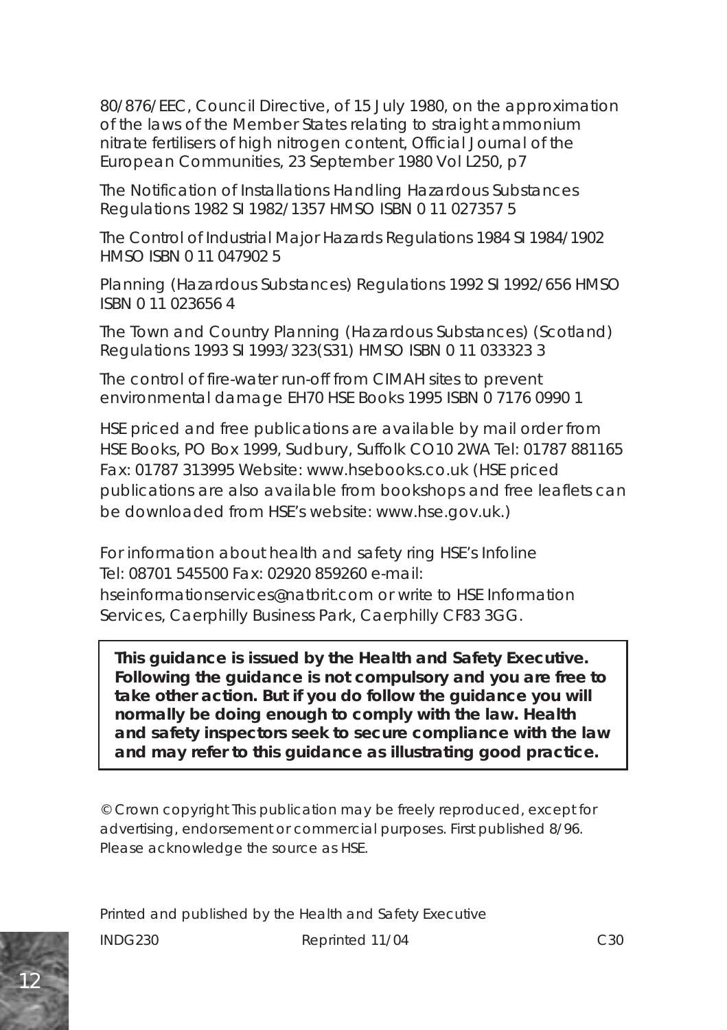80/876/EEC, Council Directive, of 15 July 1980, on the approximation of the laws of the Member States relating to straight ammonium nitrate fertilisers of high nitrogen content, Official Journal of the European Communities, 23 September 1980 Vol L250, p7

The Notification of Installations Handling Hazardous Substances Regulations 1982 SI 1982/1357 HMSO ISBN 0 11 027357 5

The Control of Industrial Major Hazards Regulations 1984 SI 1984/1902 HMSO ISBN 0 11 047902 5

Planning (Hazardous Substances) Regulations 1992 SI 1992/656 HMSO ISBN 0 11 023656 4

The Town and Country Planning (Hazardous Substances) (Scotland) Regulations 1993 SI 1993/323(S31) HMSO ISBN 0 11 033323 3

The control of fire-water run-off from CIMAH sites to prevent environmental damage EH70 HSE Books 1995 ISBN 0 7176 0990 1

HSE priced and free publications are available by mail order from HSE Books, PO Box 1999, Sudbury, Suffolk CO10 2WA Tel: 01787 881165 Fax: 01787 313995 Website: www.hsebooks.co.uk (HSE priced publications are also available from bookshops and free leaflets can be downloaded from HSE's website: www.hse.gov.uk.)

For information about health and safety ring HSE's Infoline Tel: 08701 545500 Fax: 02920 859260 e-mail: hseinformationservices@natbrit.com or write to HSE Information Services, Caerphilly Business Park, Caerphilly CF83 3GG.

**This guidance is issued by the Health and Safety Executive. Following the guidance is not compulsory and you are free to take other action. But if you do follow the guidance you will normally be doing enough to comply with the law. Health and safety inspectors seek to secure compliance with the law and may refer to this guidance as illustrating good practice.**

© Crown copyright This publication may be freely reproduced, except for advertising, endorsement or commercial purposes. First published 8/96. Please acknowledge the source as HSE.

Printed and published by the Health and Safety Executive

INDG230 Reprinted 11/04 C30